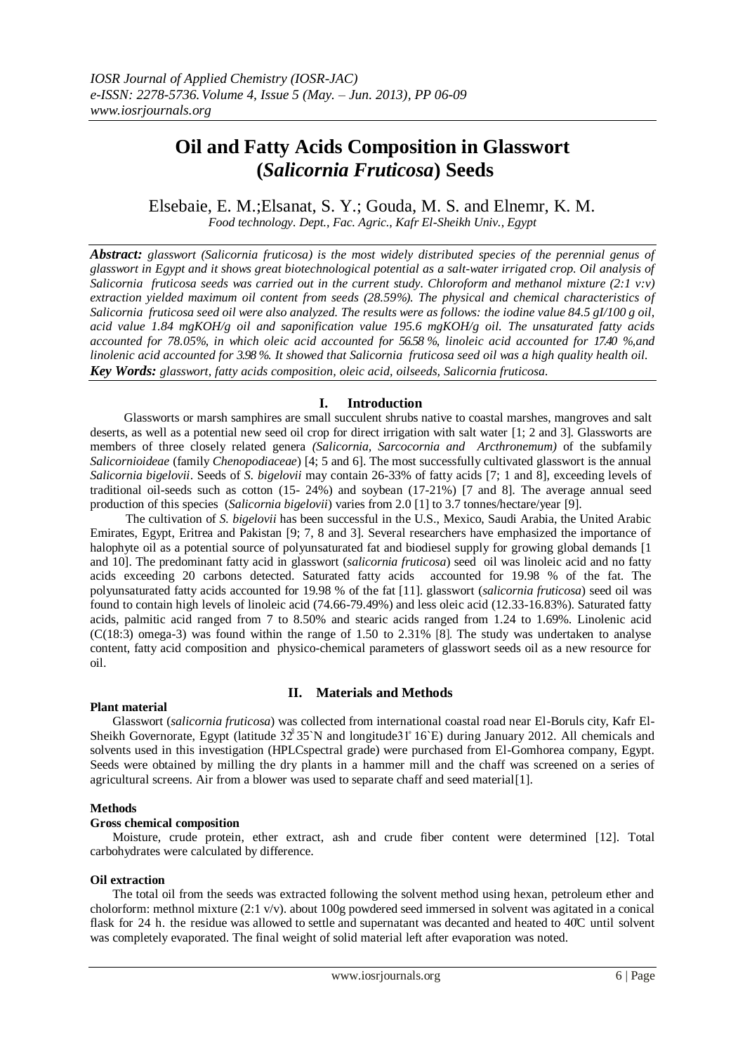# Oil and Fatty Acids Composition in Glasswort (*Salicornia Fruticosa*) Seeds

Elsebaie, E. M.;Elsanat, S. Y.; Gouda, M. S. and Elnemr, K. M.

*Food technology. Dept., Fac. Agric., Kafr El-Sheikh Univ., Egypt*

***Abstract:*** *glasswort (Salicornia fruticosa) is the most widely distributed species of the perennial genus of glasswort in Egypt and it shows great biotechnological potential as a salt-water irrigated crop. Oil analysis of Salicornia fruticosa seeds was carried out in the current study. Chloroform and methanol mixture (2:1 v:v) extraction yielded maximum oil content from seeds (28.59%). The physical and chemical characteristics of Salicornia fruticosa seed oil were also analyzed. The results were as follows: the iodine value 84.5 gI/100 g oil, acid value 1.84 mgKOH/g oil and saponification value 195.6 mgKOH/g oil. The unsaturated fatty acids accounted for 78.05%, in which oleic acid accounted for 56.58 %, linoleic acid accounted for 17.40 %,and linolenic acid accounted for 3.98 %. It showed that Salicornia fruticosa seed oil was a high quality health oil.*

***Key Words:*** *glasswort, fatty acids composition, oleic acid, oilseeds, Salicornia fruticosa.*

## I. Introduction

Glassworts or marsh samphires are small succulent shrubs native to coastal marshes, mangroves and salt deserts, as well as a potential new seed oil crop for direct irrigation with salt water [1; 2 and 3]. Glassworts are members of three closely related genera *(Salicornia, Sarcocornia and Arcthronemum)* of the subfamily *Salicornioideae* (family *Chenopodiaceae*) [4; 5 and 6]. The most successfully cultivated glasswort is the annual *Salicornia bigelovii*. Seeds of *S. bigelovii* may contain 26-33% of fatty acids [7; 1 and 8], exceeding levels of traditional oil-seeds such as cotton (15- 24%) and soybean (17-21%) [7 and 8]. The average annual seed production of this species (*Salicornia bigelovii*) varies from 2.0 [1] to 3.7 tonnes/hectare/year [9].

The cultivation of *S. bigelovii* has been successful in the U.S., Mexico, Saudi Arabia, the United Arabic Emirates, Egypt, Eritrea and Pakistan [9; 7, 8 and 3]. Several researchers have emphasized the importance of halophyte oil as a potential source of polyunsaturated fat and biodiesel supply for growing global demands [1 and 10]. The predominant fatty acid in glasswort (*salicornia fruticosa*) seed oil was linoleic acid and no fatty acids exceeding 20 carbons detected. Saturated fatty acids accounted for 19.98 % of the fat. The polyunsaturated fatty acids accounted for 19.98 % of the fat [11]. glasswort (*salicornia fruticosa*) seed oil was found to contain high levels of linoleic acid (74.66-79.49%) and less oleic acid (12.33-16.83%). Saturated fatty acids, palmitic acid ranged from 7 to 8.50% and stearic acids ranged from 1.24 to 1.69%. Linolenic acid (C(18:3) omega-3) was found within the range of 1.50 to 2.31% [8]. The study was undertaken to analyse content, fatty acid composition and physico-chemical parameters of glasswort seeds oil as a new resource for oil.

## II. Materials and Methods

### Plant material

Glasswort (*salicornia fruticosa*) was collected from international coastal road near El-Boruls city, Kafr El-Sheikh Governorate, Egypt (latitude 32° 35`N and longitude31° 16`E) during January 2012. All chemicals and solvents used in this investigation (HPLCspectral grade) were purchased from El-Gomhorea company, Egypt. Seeds were obtained by milling the dry plants in a hammer mill and the chaff was screened on a series of agricultural screens. Air from a blower was used to separate chaff and seed material[1].

### Methods

#### Gross chemical composition

Moisture, crude protein, ether extract, ash and crude fiber content were determined [12]. Total carbohydrates were calculated by difference.

#### Oil extraction

The total oil from the seeds was extracted following the solvent method using hexan, petroleum ether and cholorform: methnol mixture (2:1 v/v). about 100g powdered seed immersed in solvent was agitated in a conical flask for 24 h. the residue was allowed to settle and supernatant was decanted and heated to 40°C until solvent was completely evaporated. The final weight of solid material left after evaporation was noted.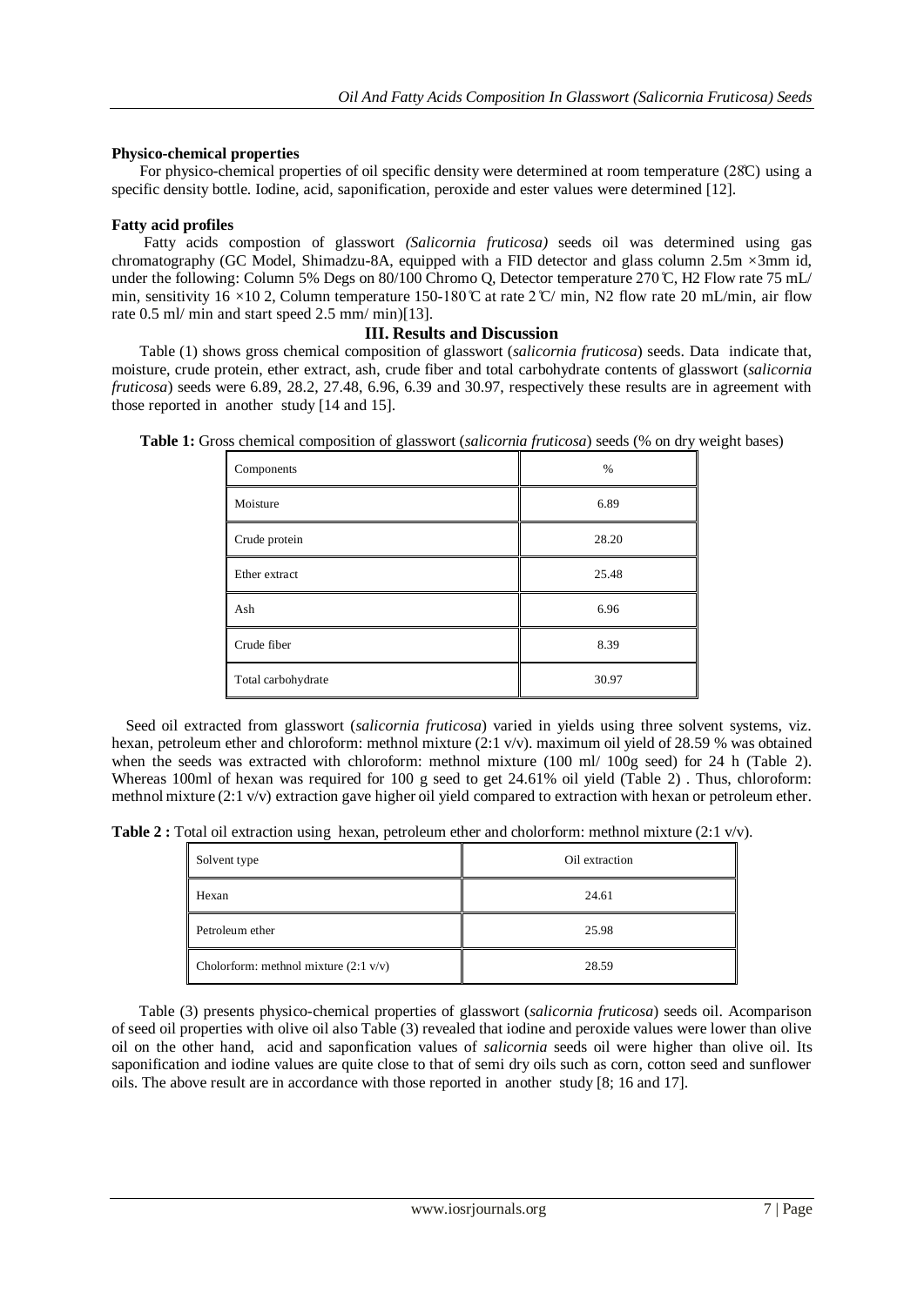### Physico-chemical properties

For physico-chemical properties of oil specific density were determined at room temperature (28̊C) using a specific density bottle. Iodine, acid, saponification, peroxide and ester values were determined [12].

### Fatty acid profiles

Fatty acids compostion of glasswort *(Salicornia fruticosa)* seeds oil was determined using gas chromatography (GC Model, Shimadzu-8A, equipped with a FID detector and glass column 2.5m ×3mm id, under the following: Column 5% Degs on 80/100 Chromo Q, Detector temperature 270̊C, H2 Flow rate 75 mL/ min, sensitivity 16 ×10 2, Column temperature 150-180̊C at rate 2̊C/ min, N2 flow rate 20 mL/min, air flow rate 0.5 ml/ min and start speed 2.5 mm/ min)[13].

## III. Results and Discussion

Table (1) shows gross chemical composition of glasswort (*salicornia fruticosa*) seeds. Data indicate that, moisture, crude protein, ether extract, ash, crude fiber and total carbohydrate contents of glasswort (*salicornia fruticosa*) seeds were 6.89, 28.2, 27.48, 6.96, 6.39 and 30.97, respectively these results are in agreement with those reported in another study [14 and 15].

**Table 1:** Gross chemical composition of glasswort (*salicornia fruticosa*) seeds (% on dry weight bases)

| Components | % |
|---|---|
| Moisture | 6.89 |
| Crude protein | 28.20 |
| Ether extract | 25.48 |
| Ash | 6.96 |
| Crude fiber | 8.39 |
| Total carbohydrate | 30.97 |

Seed oil extracted from glasswort (*salicornia fruticosa*) varied in yields using three solvent systems, viz. hexan, petroleum ether and chloroform: methnol mixture (2:1 v/v). maximum oil yield of 28.59 % was obtained when the seeds was extracted with chloroform: methnol mixture (100 ml/ 100g seed) for 24 h (Table 2). Whereas 100ml of hexan was required for 100 g seed to get 24.61% oil yield (Table 2) . Thus, chloroform: methnol mixture (2:1 v/v) extraction gave higher oil yield compared to extraction with hexan or petroleum ether.

**Table 2 :** Total oil extraction using hexan, petroleum ether and cholorform: methnol mixture (2:1 v/v).

| Solvent type | Oil extraction |
|---|---|
| Hexan | 24.61 |
| Petroleum ether | 25.98 |
| Cholorform: methnol mixture (2:1 v/v) | 28.59 |

Table (3) presents physico-chemical properties of glasswort (*salicornia fruticosa*) seeds oil. Acomparison of seed oil properties with olive oil also Table (3) revealed that iodine and peroxide values were lower than olive oil on the other hand, acid and saponfication values of *salicornia* seeds oil were higher than olive oil. Its saponification and iodine values are quite close to that of semi dry oils such as corn, cotton seed and sunflower oils. The above result are in accordance with those reported in another study [8; 16 and 17].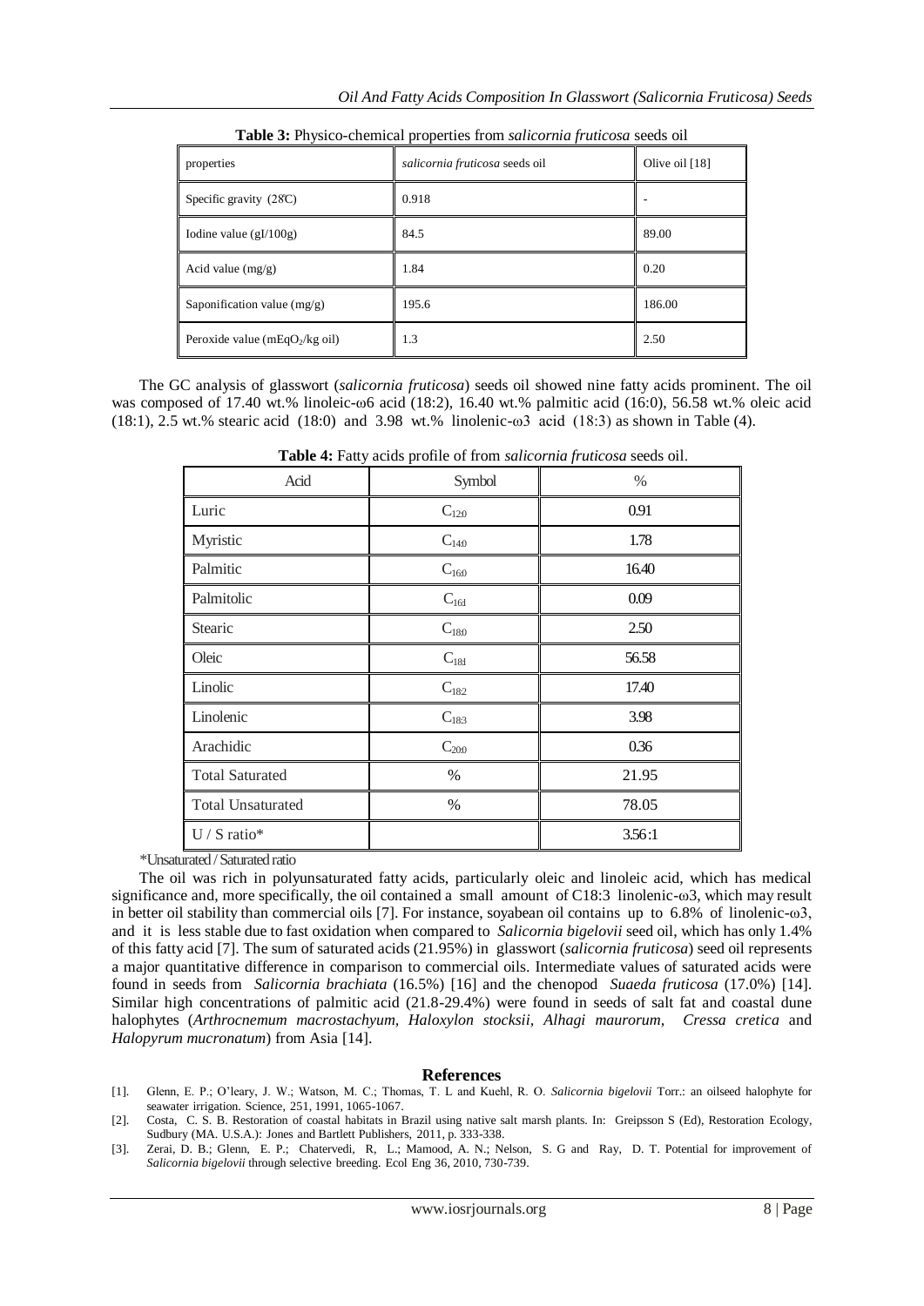**Table 3:** Physico-chemical properties from *salicornia fruticosa* seeds oil

| properties | *salicornia fruticosa* seeds oil | Olive oil [18] |
|---|---|---|
| Specific gravity (28̊C) | 0.918 | - |
| Iodine value (gI/100g) | 84.5 | 89.00 |
| Acid value (mg/g) | 1.84 | 0.20 |
| Saponification value (mg/g) | 195.6 | 186.00 |
| Peroxide value (mEq$O_2$/kg oil) | 1.3 | 2.50 |

The GC analysis of glasswort (*salicornia fruticosa*) seeds oil showed nine fatty acids prominent. The oil was composed of 17.40 wt.% linoleic-ω6 acid (18:2), 16.40 wt.% palmitic acid (16:0), 56.58 wt.% oleic acid (18:1), 2.5 wt.% stearic acid (18:0) and 3.98 wt.% linolenic-ω3 acid (18:3) as shown in Table (4).

**Table 4:** Fatty acids profile of from *salicornia fruticosa* seeds oil.

| Acid | Symbol | % |
|---|---|---|
| Luric | $C_{12:0}$ | 0.91 |
| Myristic | $C_{14:0}$ | 1.78 |
| Palmitic | $C_{16:0}$ | 16.40 |
| Palmitolic | $C_{16:1}$ | 0.09 |
| Stearic | $C_{18:0}$ | 2.50 |
| Oleic | $C_{18:1}$ | 56.58 |
| Linolic | $C_{18:2}$ | 17.40 |
| Linolenic | $C_{18:3}$ | 3.98 |
| Arachidic | $C_{20:0}$ | 0.36 |
| Total Saturated | % | 21.95 |
| Total Unsaturated | % | 78.05 |
| U / S ratio* | | 3.56:1 |

*Unsaturated / Saturated ratio

The oil was rich in polyunsaturated fatty acids, particularly oleic and linoleic acid, which has medical significance and, more specifically, the oil contained a small amount of C18:3 linolenic-ω3, which may result in better oil stability than commercial oils [7]. For instance, soyabean oil contains up to 6.8% of linolenic-ω3, and it is less stable due to fast oxidation when compared to *Salicornia bigelovii* seed oil, which has only 1.4% of this fatty acid [7]. The sum of saturated acids (21.95%) in glasswort (*salicornia fruticosa*) seed oil represents a major quantitative difference in comparison to commercial oils. Intermediate values of saturated acids were found in seeds from *Salicornia brachiata* (16.5%) [16] and the chenopod *Suaeda fruticosa* (17.0%) [14]. Similar high concentrations of palmitic acid (21.8-29.4%) were found in seeds of salt fat and coastal dune halophytes (*Arthrocnemum macrostachyum, Haloxylon stocksii, Alhagi maurorum, Cressa cretica* and *Halopyrum mucronatum*) from Asia [14].

## References

[1]. Glenn, E. P.; O'leary, J. W.; Watson, M. C.; Thomas, T. L and Kuehl, R. O. *Salicornia bigelovii* Torr.: an oilseed halophyte for seawater irrigation. Science, 251, 1991, 1065-1067.

[2]. Costa, C. S. B. Restoration of coastal habitats in Brazil using native salt marsh plants. In: Greipsson S (Ed), Restoration Ecology, Sudbury (MA. U.S.A.): Jones and Bartlett Publishers, 2011, p. 333-338.

[3]. Zerai, D. B.; Glenn, E. P.; Chatervedi, R, L.; Mamood, A. N.; Nelson, S. G and Ray, D. T. Potential for improvement of *Salicornia bigelovii* through selective breeding. Ecol Eng 36, 2010, 730-739.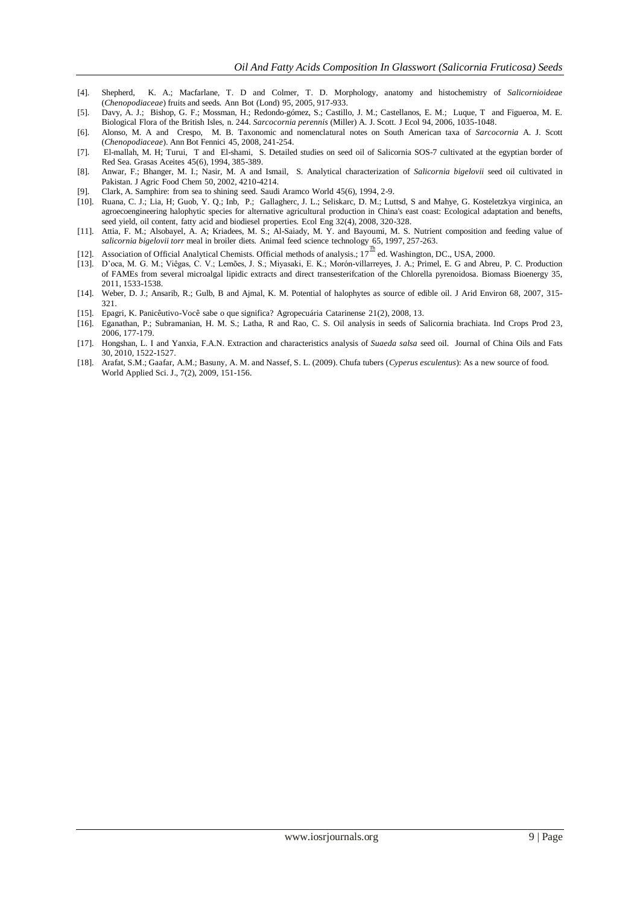[4]. Shepherd, K. A.; Macfarlane, T. D and Colmer, T. D. Morphology, anatomy and histochemistry of *Salicornioideae* (*Chenopodiaceae*) fruits and seeds. Ann Bot (Lond) 95, 2005, 917-933.

[5]. Davy, A. J.; Bishop, G. F.; Mossman, H.; Redondo-gómez, S.; Castillo, J. M.; Castellanos, E. M.; Luque, T and Figueroa, M. E. Biological Flora of the British Isles, n. 244. *Sarcocornia perennis* (Miller) A. J. Scott. J Ecol 94, 2006, 1035-1048.

[6]. Alonso, M. A and Crespo, M. B. Taxonomic and nomenclatural notes on South American taxa of *Sarcocornia* A. J. Scott (*Chenopodiaceae*). Ann Bot Fennici 45, 2008, 241-254.

[7]. El-mallah, M. H; Turui, T and El-shami, S. Detailed studies on seed oil of Salicornia SOS-7 cultivated at the egyptian border of Red Sea. Grasas Aceites 45(6), 1994, 385-389.

[8]. Anwar, F.; Bhanger, M. I.; Nasir, M. A and Ismail, S. Analytical characterization of *Salicornia bigelovii* seed oil cultivated in Pakistan. J Agric Food Chem 50, 2002, 4210-4214.

[9]. Clark, A. Samphire: from sea to shining seed. Saudi Aramco World 45(6), 1994, 2-9.

[10]. Ruana, C. J.; Lia, H; Guob, Y. Q.; Inb, P.; Gallagherc, J. L.; Seliskarc, D. M.; Luttsd, S and Mahye, G. Kosteletzkya virginica, an agroecoengineering halophytic species for alternative agricultural production in China's east coast: Ecological adaptation and benefts, seed yield, oil content, fatty acid and biodiesel properties. Ecol Eng 32(4), 2008, 320-328.

[11]. Attia, F. M.; Alsobayel, A. A; Kriadees, M. S.; Al-Saiady, M. Y. and Bayoumi, M. S. Nutrient composition and feeding value of *salicornia bigelovii torr* meal in broiler diets. Animal feed science technology 65, 1997, 257-263.

[12]. Association of Official Analytical Chemists. Official methods of analysis.; 17$^{\text{Th}}$ ed. Washington, DC., USA, 2000.

[13]. D'oca, M. G. M.; Viêgas, C. V.; Lemões, J. S.; Miyasaki, E. K.; Morón-villarreyes, J. A.; Primel, E. G and Abreu, P. C. Production of FAMEs from several microalgal lipidic extracts and direct transesterifcation of the Chlorella pyrenoidosa. Biomass Bioenergy 35, 2011, 1533-1538.

[14]. Weber, D. J.; Ansarib, R.; Gulb, B and Ajmal, K. M. Potential of halophytes as source of edible oil. J Arid Environ 68, 2007, 315-321.

[15]. Epagri, K. Panicêutivo-Você sabe o que significa? Agropecuária Catarinense 21(2), 2008, 13.

[16]. Eganathan, P.; Subramanian, H. M. S.; Latha, R and Rao, C. S. Oil analysis in seeds of Salicornia brachiata. Ind Crops Prod 23, 2006, 177-179.

[17]. Hongshan, L. I and Yanxia, F.A.N. Extraction and characteristics analysis of *Suaeda salsa* seed oil. Journal of China Oils and Fats 30, 2010, 1522-1527.

[18]. Arafat, S.M.; Gaafar, A.M.; Basuny, A. M. and Nassef, S. L. (2009). Chufa tubers (*Cyperus esculentus*): As a new source of food. World Applied Sci. J., 7(2), 2009, 151-156.